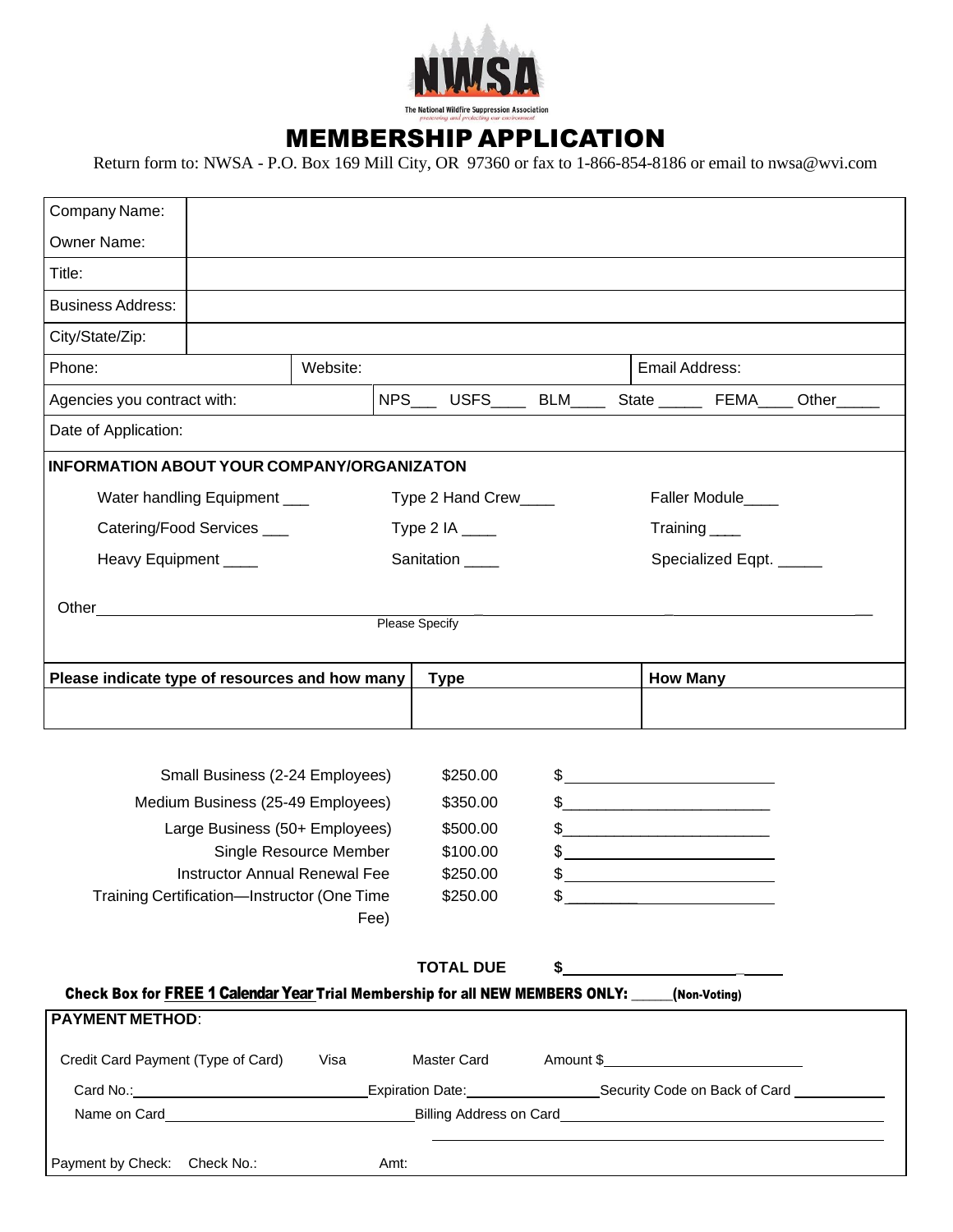The National Wildfire Suppression Association
*preserving and protecting our environment*

# MEMBERSHIP APPLICATION

Return form to: NWSA - P.O. Box 169 Mill City, OR 97360 or fax to 1-866-854-8186 or email to nwsa@wvi.com

| | |
|---|---|
| Company Name: | |
| Owner Name: | |
| Title: | |
| Business Address: | |
| City/State/Zip: | |

| Phone: | Website: | Email Address: |
|---|---|---|

| Agencies you contract with: | NPS___ USFS____ BLM____ State _____ FEMA____ Other_____ |
|---|---|

Date of Application:

**INFORMATION ABOUT YOUR COMPANY/ORGANIZATON**

| | | |
|---|---|---|
| Water handling Equipment ___ | Type 2 Hand Crew____ | Faller Module____ |
| Catering/Food Services ___ | Type 2 IA ____ | Training ____ |
| Heavy Equipment ____ | Sanitation ____ | Specialized Eqpt. _____ |

Other______________________________________________
Please Specify

| Please indicate type of resources and how many | Type | How Many |
|---|---|---|
| | | |

| | | |
|---|---|---|
| Small Business (2-24 Employees) | $250.00 | $____________ |
| Medium Business (25-49 Employees) | $350.00 | $____________ |
| Large Business (50+ Employees) | $500.00 | $____________ |
| Single Resource Member | $100.00 | $____________ |
| Instructor Annual Renewal Fee | $250.00 | $____________ |
| Training Certification—Instructor (One Time Fee) | $250.00 | $____________ |
| | **TOTAL DUE** | **$____________** |

**Check Box for FREE 1 Calendar Year Trial Membership for all NEW MEMBERS ONLY: _____(Non-Voting)**

**PAYMENT METHOD**:

Credit Card Payment (Type of Card) Visa Master Card Amount $____________

Card No.:____________ Expiration Date:____________ Security Code on Back of Card ____________

Name on Card____________ Billing Address on Card____________

Payment by Check: Check No.: Amt: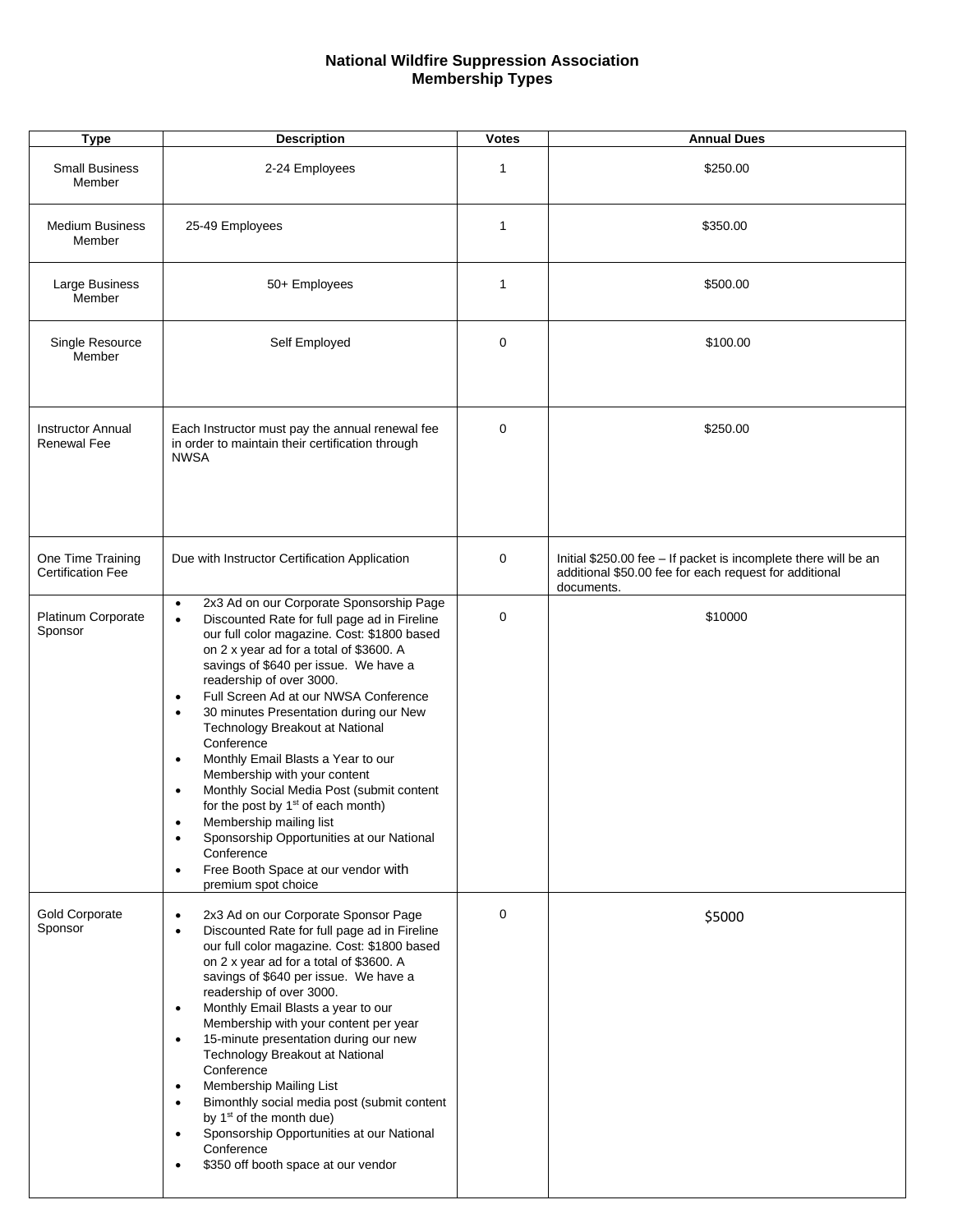**National Wildfire Suppression Association**
**Membership Types**

| Type | Description | Votes | Annual Dues |
|---|---|---|---|
| Small Business Member | 2-24 Employees | 1 | $250.00 |
| Medium Business Member | 25-49 Employees | 1 | $350.00 |
| Large Business Member | 50+ Employees | 1 | $500.00 |
| Single Resource Member | Self Employed | 0 | $100.00 |
| Instructor Annual Renewal Fee | Each Instructor must pay the annual renewal fee in order to maintain their certification through NWSA | 0 | $250.00 |
| One Time Training Certification Fee | Due with Instructor Certification Application | 0 | Initial $250.00 fee – If packet is incomplete there will be an additional $50.00 fee for each request for additional documents. |
| Platinum Corporate Sponsor | • 2x3 Ad on our Corporate Sponsorship Page<br>• Discounted Rate for full page ad in Fireline our full color magazine. Cost: $1800 based on 2 x year ad for a total of $3600. A savings of $640 per issue. We have a readership of over 3000.<br>• Full Screen Ad at our NWSA Conference<br>• 30 minutes Presentation during our New Technology Breakout at National Conference<br>• Monthly Email Blasts a Year to our Membership with your content<br>• Monthly Social Media Post (submit content for the post by 1st of each month)<br>• Membership mailing list<br>• Sponsorship Opportunities at our National Conference<br>• Free Booth Space at our vendor with premium spot choice | 0 | $10000 |
| Gold Corporate Sponsor | • 2x3 Ad on our Corporate Sponsor Page<br>• Discounted Rate for full page ad in Fireline our full color magazine. Cost: $1800 based on 2 x year ad for a total of $3600. A savings of $640 per issue. We have a readership of over 3000.<br>• Monthly Email Blasts a year to our Membership with your content per year<br>• 15-minute presentation during our new Technology Breakout at National Conference<br>• Membership Mailing List<br>• Bimonthly social media post (submit content by 1st of the month due)<br>• Sponsorship Opportunities at our National Conference<br>• $350 off booth space at our vendor | 0 | $5000 |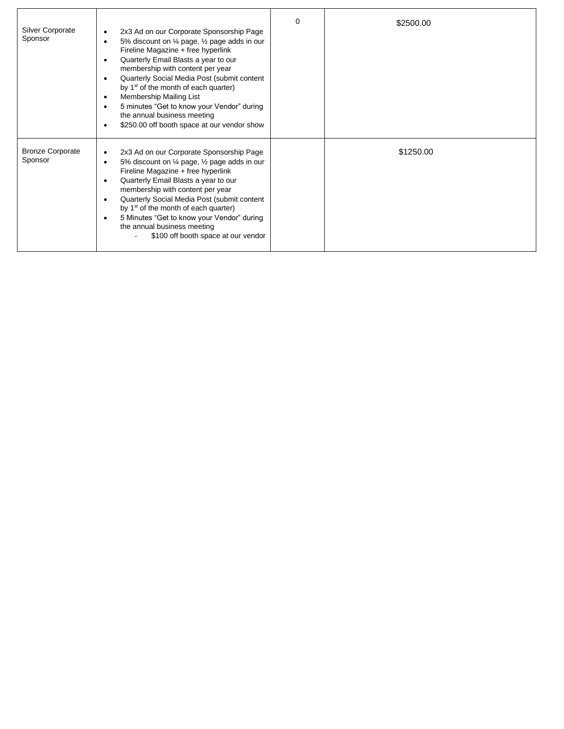| | | | |
|---|---|---|---|
| Silver Corporate Sponsor | • 2x3 Ad on our Corporate Sponsorship Page<br>• 5% discount on ¼ page, ½ page adds in our Fireline Magazine + free hyperlink<br>• Quarterly Email Blasts a year to our membership with content per year<br>• Quarterly Social Media Post (submit content by 1st of the month of each quarter)<br>• Membership Mailing List<br>• 5 minutes "Get to know your Vendor" during the annual business meeting<br>• $250.00 off booth space at our vendor show | 0 | $2500.00 |
| Bronze Corporate Sponsor | • 2x3 Ad on our Corporate Sponsorship Page<br>• 5% discount on ¼ page, ½ page adds in our Fireline Magazine + free hyperlink<br>• Quarterly Email Blasts a year to our membership with content per year<br>• Quarterly Social Media Post (submit content by 1st of the month of each quarter)<br>• 5 Minutes "Get to know your Vendor" during the annual business meeting<br>- $100 off booth space at our vendor | | $1250.00 |